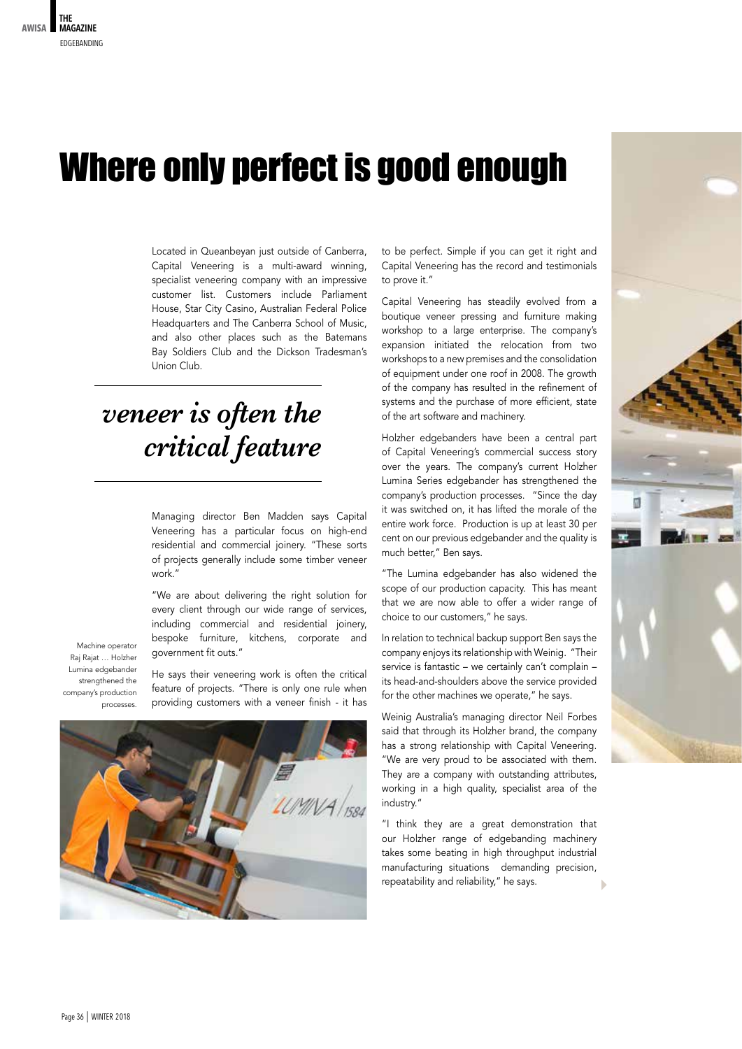# Where only perfect is good enough

Located in Queanbeyan just outside of Canberra, Capital Veneering is a multi-award winning, specialist veneering company with an impressive customer list. Customers include Parliament House, Star City Casino, Australian Federal Police Headquarters and The Canberra School of Music, and also other places such as the Batemans Bay Soldiers Club and the Dickson Tradesman's Union Club.

> *veneer is often the critical feature*

Managing director Ben Madden says Capital Veneering has a particular focus on high-end residential and commercial joinery. "These sorts of projects generally include some timber veneer work."

"We are about delivering the right solution for every client through our wide range of services, including commercial and residential joinery, bespoke furniture, kitchens, corporate and government fit outs."

He says their veneering work is often the critical feature of projects. "There is only one rule when providing customers with a veneer finish - it has to be perfect. Simple if you can get it right and Capital Veneering has the record and testimonials to prove it."

Machine operator Raj Rajat … Holzher Lumina edgebander strengthened the company's production processes.

Capital Veneering has steadily evolved from a boutique veneer pressing and furniture making workshop to a large enterprise. The company's expansion initiated the relocation from two workshops to a new premises and the consolidation of equipment under one roof in 2008. The growth of the company has resulted in the refinement of systems and the purchase of more efficient, state of the art software and machinery.

Holzher edgebanders have been a central part of Capital Veneering's commercial success story over the years. The company's current Holzher Lumina Series edgebander has strengthened the company's production processes. "Since the day it was switched on, it has lifted the morale of the entire work force. Production is up at least 30 per cent on our previous edgebander and the quality is much better," Ben says.

"The Lumina edgebander has also widened the scope of our production capacity. This has meant that we are now able to offer a wider range of choice to our customers," he says.

In relation to technical backup support Ben says the company enjoys its relationship with Weinig. "Their service is fantastic – we certainly can't complain – its head-and-shoulders above the service provided for the other machines we operate," he says.

Weinig Australia's managing director Neil Forbes said that through its Holzher brand, the company has a strong relationship with Capital Veneering. "We are very proud to be associated with them. They are a company with outstanding attributes, working in a high quality, specialist area of the industry."

"I think they are a great demonstration that our Holzher range of edgebanding machinery takes some beating in high throughput industrial manufacturing situations demanding precision, repeatability and reliability," he says.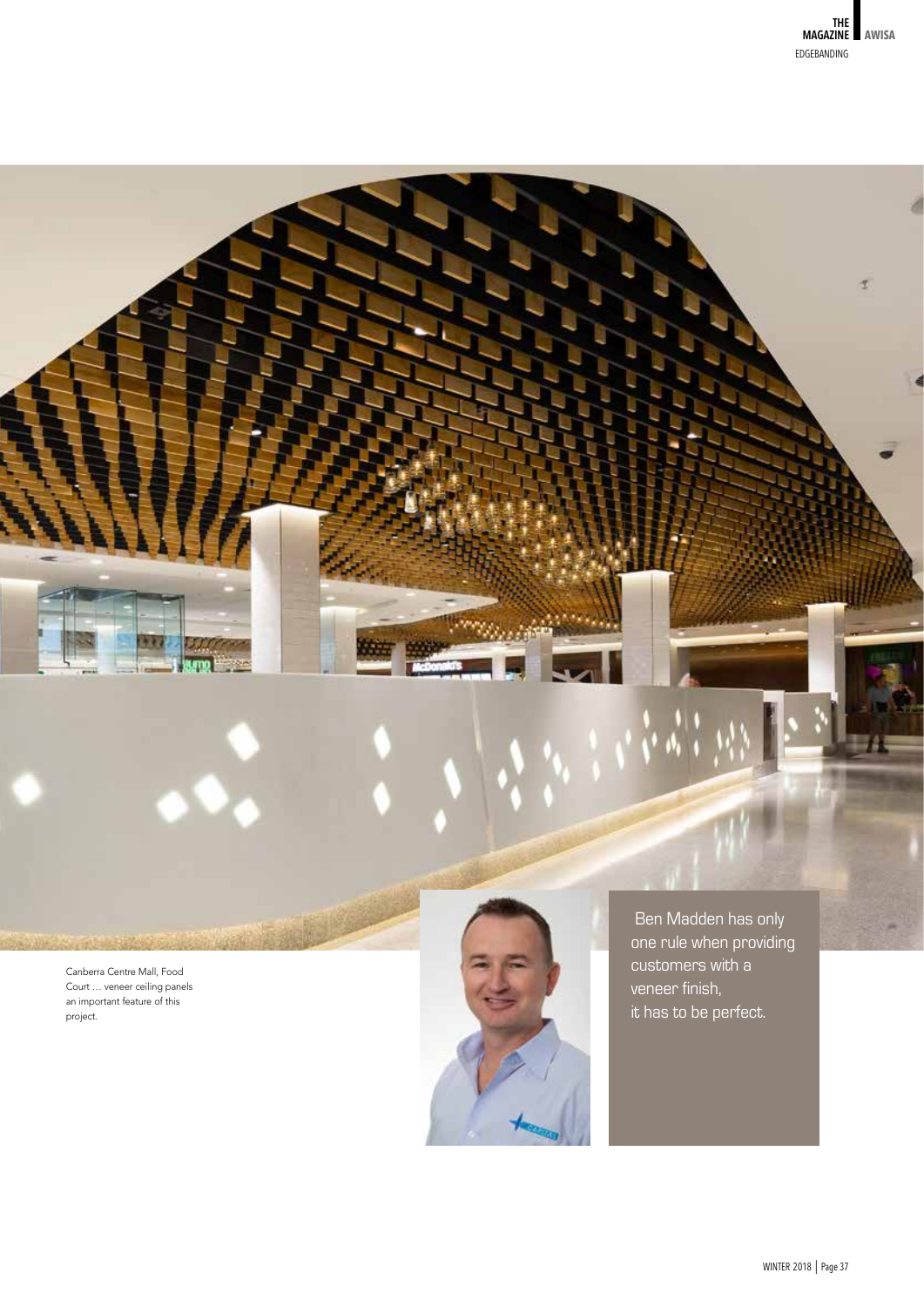Canberra Centre Mall, Food Court … veneer ceiling panels an important feature of this project.

Ben Madden has only one rule when providing customers with a veneer finish, it has to be perfect.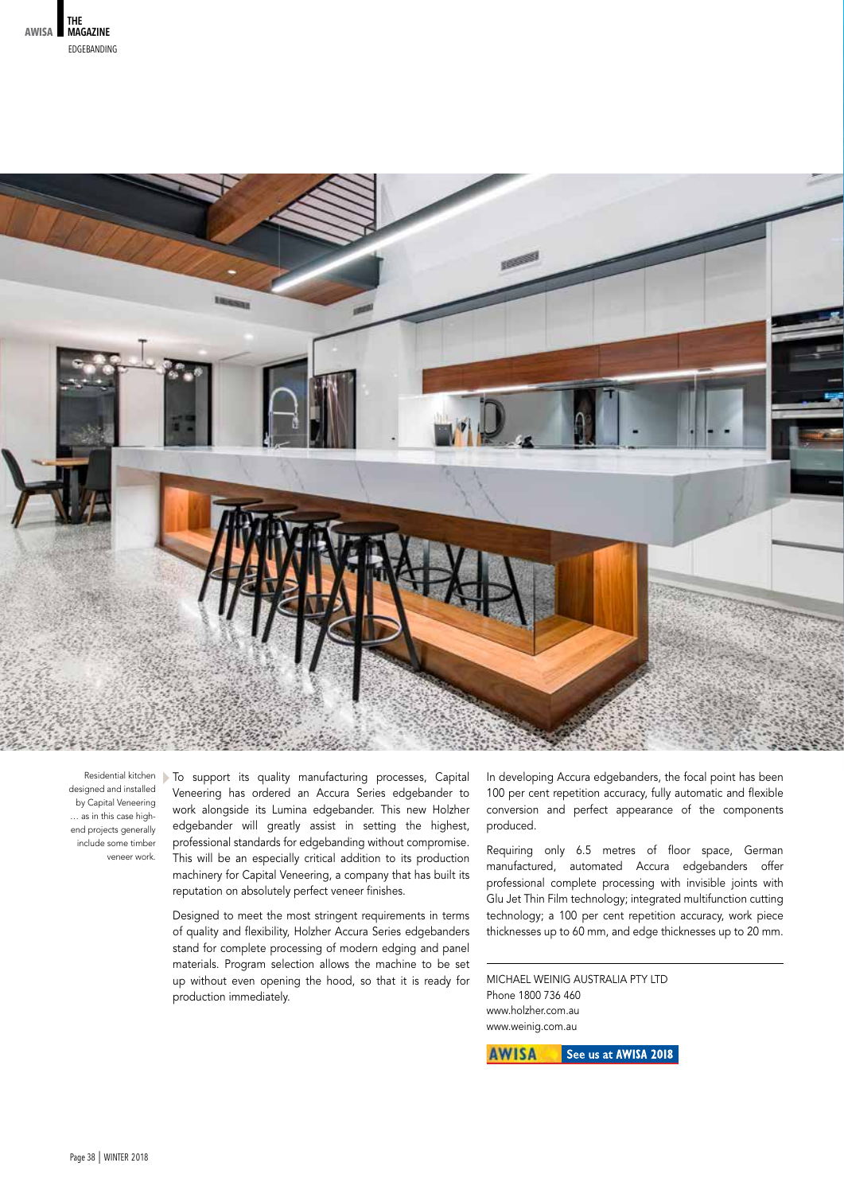Residential kitchen designed and installed by Capital Veneering … as in this case high-end projects generally include some timber veneer work.

To support its quality manufacturing processes, Capital Veneering has ordered an Accura Series edgebander to work alongside its Lumina edgebander. This new Holzher edgebander will greatly assist in setting the highest, professional standards for edgebanding without compromise. This will be an especially critical addition to its production machinery for Capital Veneering, a company that has built its reputation on absolutely perfect veneer finishes.

Designed to meet the most stringent requirements in terms of quality and flexibility, Holzher Accura Series edgebanders stand for complete processing of modern edging and panel materials. Program selection allows the machine to be set up without even opening the hood, so that it is ready for production immediately.

In developing Accura edgebanders, the focal point has been 100 per cent repetition accuracy, fully automatic and flexible conversion and perfect appearance of the components produced.

Requiring only 6.5 metres of floor space, German manufactured, automated Accura edgebanders offer professional complete processing with invisible joints with Glu Jet Thin Film technology; integrated multifunction cutting technology; a 100 per cent repetition accuracy, work piece thicknesses up to 60 mm, and edge thicknesses up to 20 mm.

MICHAEL WEINIG AUSTRALIA PTY LTD
Phone 1800 736 460
www.holzher.com.au
www.weinig.com.au

AWISA See us at AWISA 2018